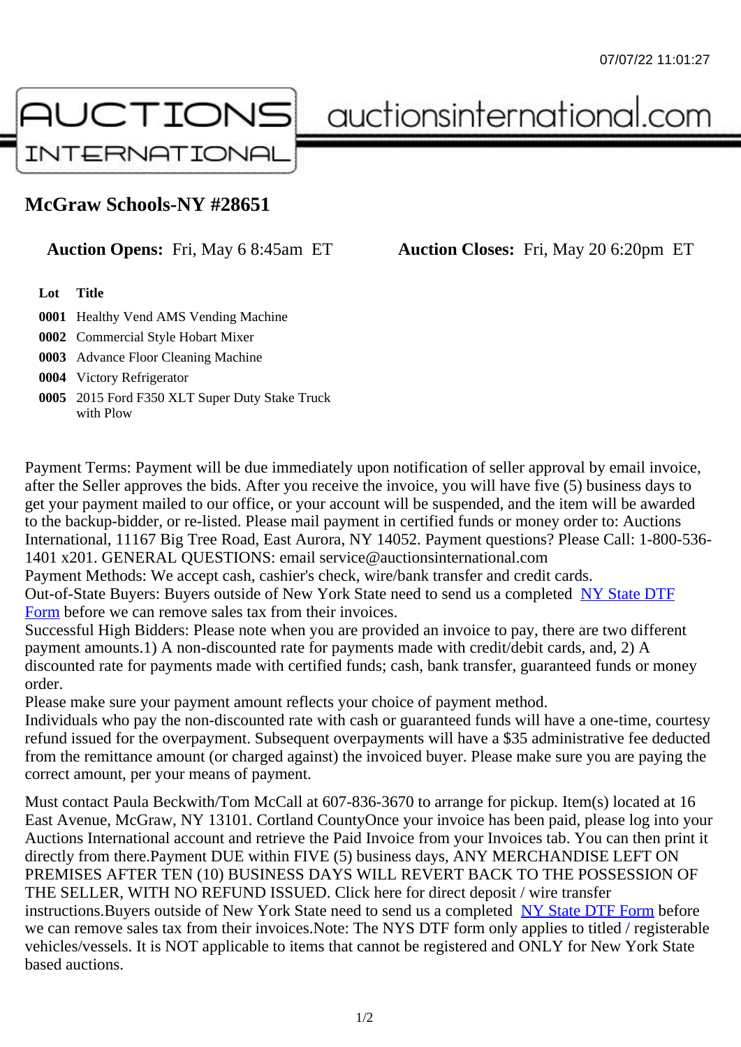07/07/22 11:01:27

AUCTIONS INTERNATIONAL auctionsinternational.com

# McGraw Schools-NY #28651

**Auction Opens:** Fri, May 6 8:45am ET **Auction Closes:** Fri, May 20 6:20pm ET

| Lot | Title |
|---|---|
| **0001** | Healthy Vend AMS Vending Machine |
| **0002** | Commercial Style Hobart Mixer |
| **0003** | Advance Floor Cleaning Machine |
| **0004** | Victory Refrigerator |
| **0005** | 2015 Ford F350 XLT Super Duty Stake Truck with Plow |

Payment Terms: Payment will be due immediately upon notification of seller approval by email invoice, after the Seller approves the bids. After you receive the invoice, you will have five (5) business days to get your payment mailed to our office, or your account will be suspended, and the item will be awarded to the backup-bidder, or re-listed. Please mail payment in certified funds or money order to: Auctions International, 11167 Big Tree Road, East Aurora, NY 14052. Payment questions? Please Call: 1-800-536-1401 x201. GENERAL QUESTIONS: email service@auctionsinternational.com
Payment Methods: We accept cash, cashier's check, wire/bank transfer and credit cards.
Out-of-State Buyers: Buyers outside of New York State need to send us a completed NY State DTF Form before we can remove sales tax from their invoices.
Successful High Bidders: Please note when you are provided an invoice to pay, there are two different payment amounts.1) A non-discounted rate for payments made with credit/debit cards, and, 2) A discounted rate for payments made with certified funds; cash, bank transfer, guaranteed funds or money order.
Please make sure your payment amount reflects your choice of payment method.
Individuals who pay the non-discounted rate with cash or guaranteed funds will have a one-time, courtesy refund issued for the overpayment. Subsequent overpayments will have a $35 administrative fee deducted from the remittance amount (or charged against) the invoiced buyer. Please make sure you are paying the correct amount, per your means of payment.

Must contact Paula Beckwith/Tom McCall at 607-836-3670 to arrange for pickup. Item(s) located at 16 East Avenue, McGraw, NY 13101. Cortland CountyOnce your invoice has been paid, please log into your Auctions International account and retrieve the Paid Invoice from your Invoices tab. You can then print it directly from there.Payment DUE within FIVE (5) business days, ANY MERCHANDISE LEFT ON PREMISES AFTER TEN (10) BUSINESS DAYS WILL REVERT BACK TO THE POSSESSION OF THE SELLER, WITH NO REFUND ISSUED. Click here for direct deposit / wire transfer instructions.Buyers outside of New York State need to send us a completed NY State DTF Form before we can remove sales tax from their invoices.Note: The NYS DTF form only applies to titled / registerable vehicles/vessels. It is NOT applicable to items that cannot be registered and ONLY for New York State based auctions.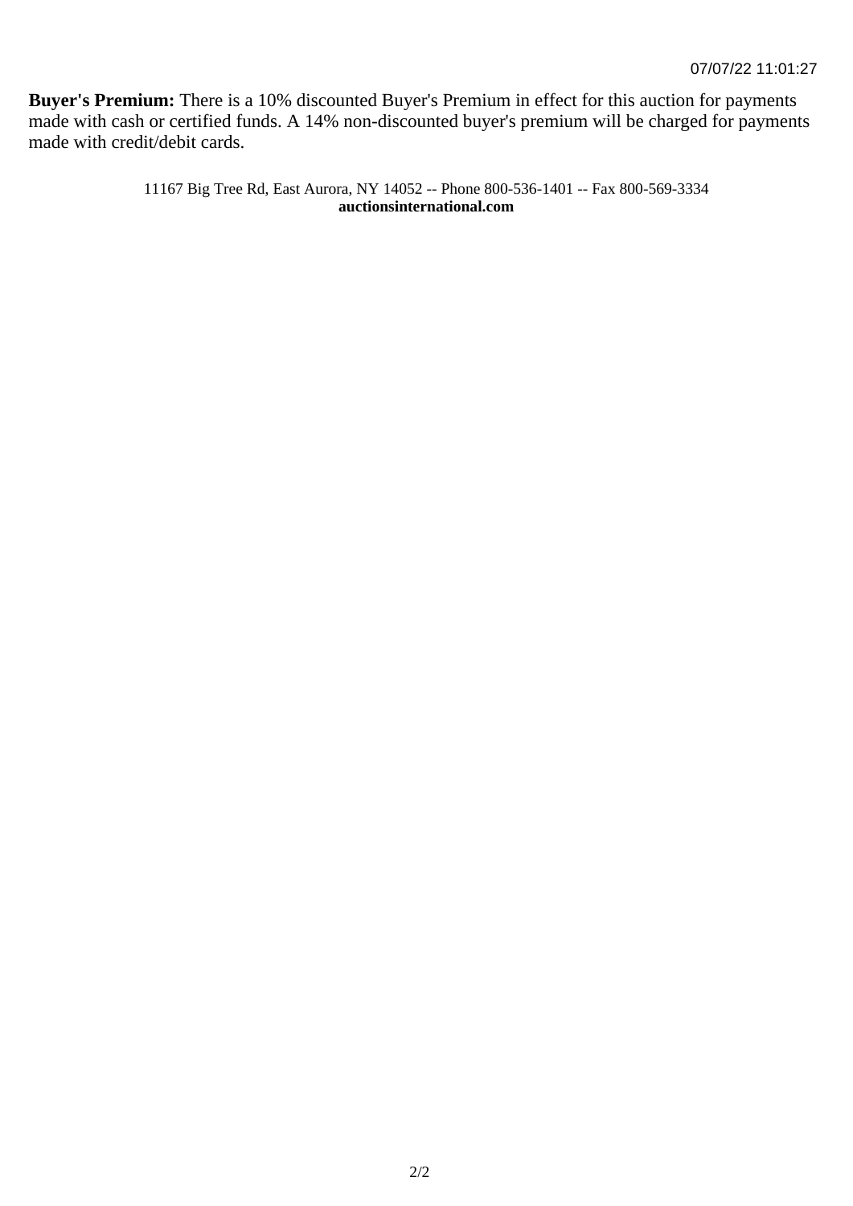**Buyer's Premium:** There is a 10% discounted Buyer's Premium in effect for this auction for payments made with cash or certified funds. A 14% non-discounted buyer's premium will be charged for payments made with credit/debit cards.

11167 Big Tree Rd, East Aurora, NY 14052 -- Phone 800-536-1401 -- Fax 800-569-3334
**auctionsinternational.com**